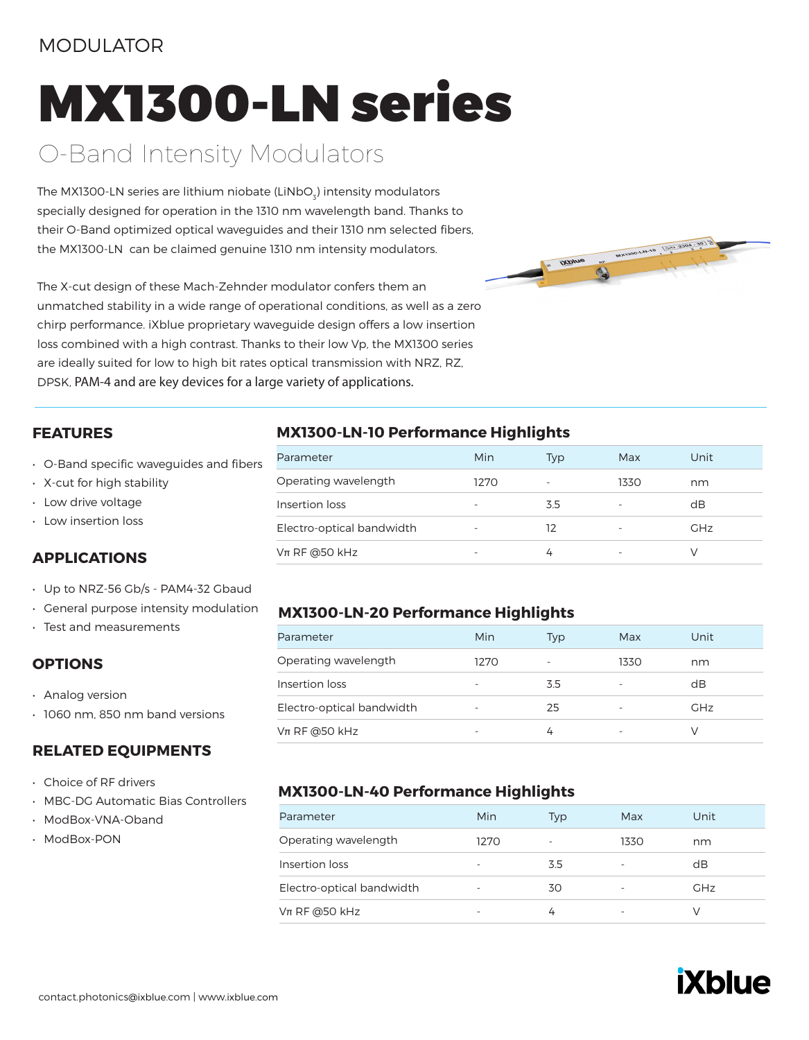MODULATOR

# MX1300-LN series

## O-Band Intensity Modulators

The MX1300-LN series are lithium niobate ($LiNbO_3$) intensity modulators specially designed for operation in the 1310 nm wavelength band. Thanks to their O-Band optimized optical waveguides and their 1310 nm selected fibers, the MX1300-LN can be claimed genuine 1310 nm intensity modulators.

The X-cut design of these Mach-Zehnder modulator confers them an unmatched stability in a wide range of operational conditions, as well as a zero chirp performance. iXblue proprietary waveguide design offers a low insertion loss combined with a high contrast. Thanks to their low Vp, the MX1300 series are ideally suited for low to high bit rates optical transmission with NRZ, RZ, DPSK, PAM-4 and are key devices for a large variety of applications.

### FEATURES

- O-Band specific waveguides and fibers
- X-cut for high stability
- Low drive voltage
- Low insertion loss

### APPLICATIONS

- Up to NRZ-56 Gb/s - PAM4-32 Gbaud
- General purpose intensity modulation
- Test and measurements

### OPTIONS

- Analog version
- 1060 nm, 850 nm band versions

### RELATED EQUIPMENTS

- Choice of RF drivers
- MBC-DG Automatic Bias Controllers
- ModBox-VNA-Oband
- ModBox-PON

### MX1300-LN-10 Performance Highlights

| Parameter | Min | Typ | Max | Unit |
|---|---|---|---|---|
| Operating wavelength | 1270 | - | 1330 | nm |
| Insertion loss | - | 3.5 | - | dB |
| Electro-optical bandwidth | - | 12 | - | GHz |
| Vπ RF @50 kHz | - | 4 | - | V |

### MX1300-LN-20 Performance Highlights

| Parameter | Min | Typ | Max | Unit |
|---|---|---|---|---|
| Operating wavelength | 1270 | - | 1330 | nm |
| Insertion loss | - | 3.5 | - | dB |
| Electro-optical bandwidth | - | 25 | - | GHz |
| Vπ RF @50 kHz | - | 4 | - | V |

### MX1300-LN-40 Performance Highlights

| Parameter | Min | Typ | Max | Unit |
|---|---|---|---|---|
| Operating wavelength | 1270 | - | 1330 | nm |
| Insertion loss | - | 3.5 | - | dB |
| Electro-optical bandwidth | - | 30 | - | GHz |
| Vπ RF @50 kHz | - | 4 | - | V |

contact.photonics@ixblue.com | www.ixblue.com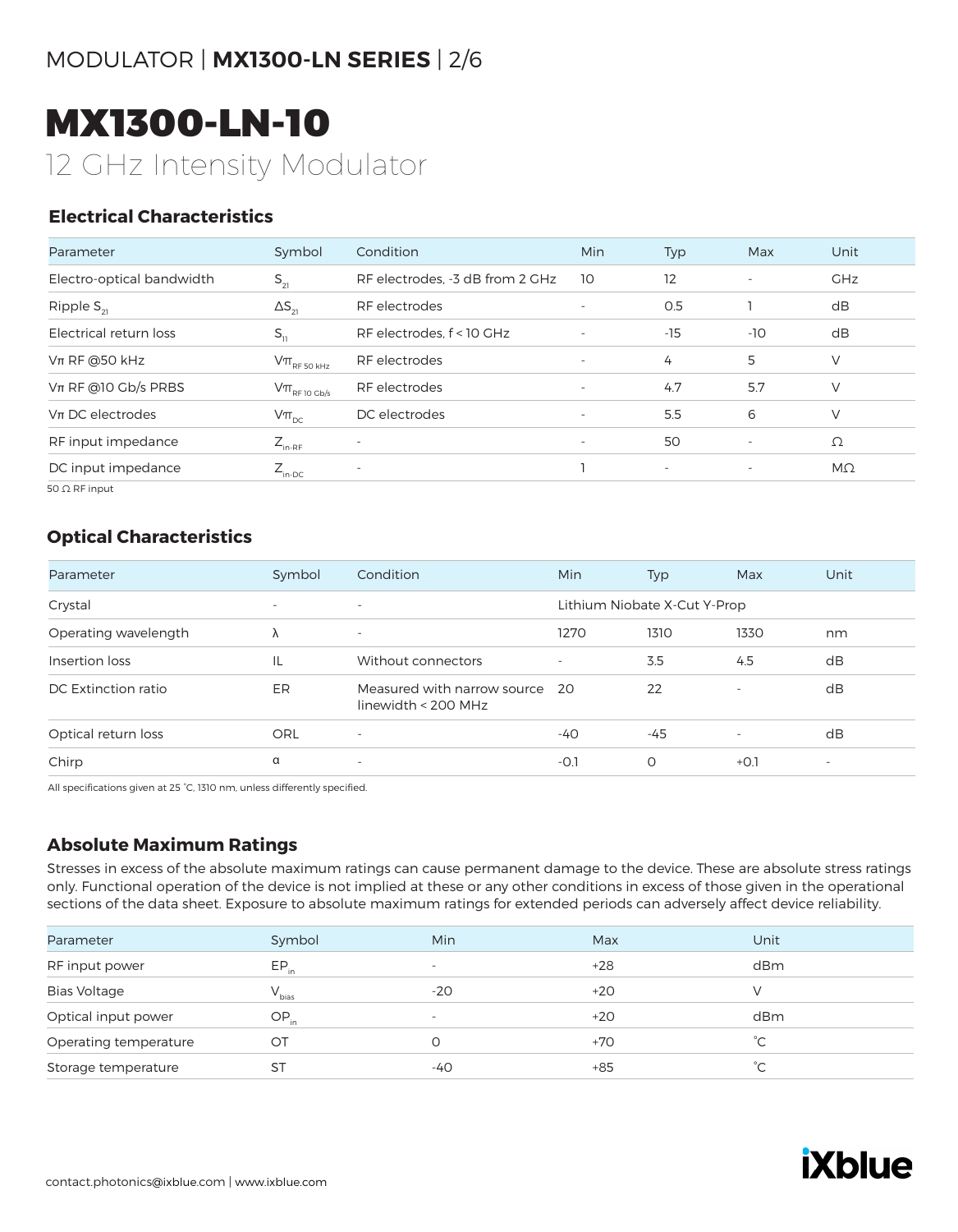# MX1300-LN-10

12 GHz Intensity Modulator

### Electrical Characteristics

| Parameter | Symbol | Condition | Min | Typ | Max | Unit |
|---|---|---|---|---|---|---|
| Electro-optical bandwidth | $S_{21}$ | RF electrodes, -3 dB from 2 GHz | 10 | 12 | - | GHz |
| Ripple $S_{21}$ | $\Delta S_{21}$ | RF electrodes | - | 0.5 | 1 | dB |
| Electrical return loss | $S_{11}$ | RF electrodes, f < 10 GHz | - | -15 | -10 | dB |
| Vπ RF @50 kHz | $V\pi_{RF\ 50\ kHz}$ | RF electrodes | - | 4 | 5 | V |
| Vπ RF @10 Gb/s PRBS | $V\pi_{RF\ 10\ Gb/s}$ | RF electrodes | - | 4.7 | 5.7 | V |
| Vπ DC electrodes | $V\pi_{DC}$ | DC electrodes | - | 5.5 | 6 | V |
| RF input impedance | $Z_{in\text{-}RF}$ | - | - | 50 | - | Ω |
| DC input impedance | $Z_{in\text{-}DC}$ | - | 1 | - | - | MΩ |

50 Ω RF input

### Optical Characteristics

| Parameter | Symbol | Condition | Min | Typ | Max | Unit |
|---|---|---|---|---|---|---|
| Crystal | - | - | Lithium Niobate X-Cut Y-Prop | | | |
| Operating wavelength | λ | - | 1270 | 1310 | 1330 | nm |
| Insertion loss | IL | Without connectors | - | 3.5 | 4.5 | dB |
| DC Extinction ratio | ER | Measured with narrow source linewidth < 200 MHz | 20 | 22 | - | dB |
| Optical return loss | ORL | - | -40 | -45 | - | dB |
| Chirp | α | - | -0.1 | 0 | +0.1 | - |

All specifications given at 25 °C, 1310 nm, unless differently specified.

### Absolute Maximum Ratings

Stresses in excess of the absolute maximum ratings can cause permanent damage to the device. These are absolute stress ratings only. Functional operation of the device is not implied at these or any other conditions in excess of those given in the operational sections of the data sheet. Exposure to absolute maximum ratings for extended periods can adversely affect device reliability.

| Parameter | Symbol | Min | Max | Unit |
|---|---|---|---|---|
| RF input power | $EP_{in}$ | - | +28 | dBm |
| Bias Voltage | $V_{bias}$ | -20 | +20 | V |
| Optical input power | $OP_{in}$ | - | +20 | dBm |
| Operating temperature | OT | 0 | +70 | °C |
| Storage temperature | ST | -40 | +85 | °C |

contact.photonics@ixblue.com | www.ixblue.com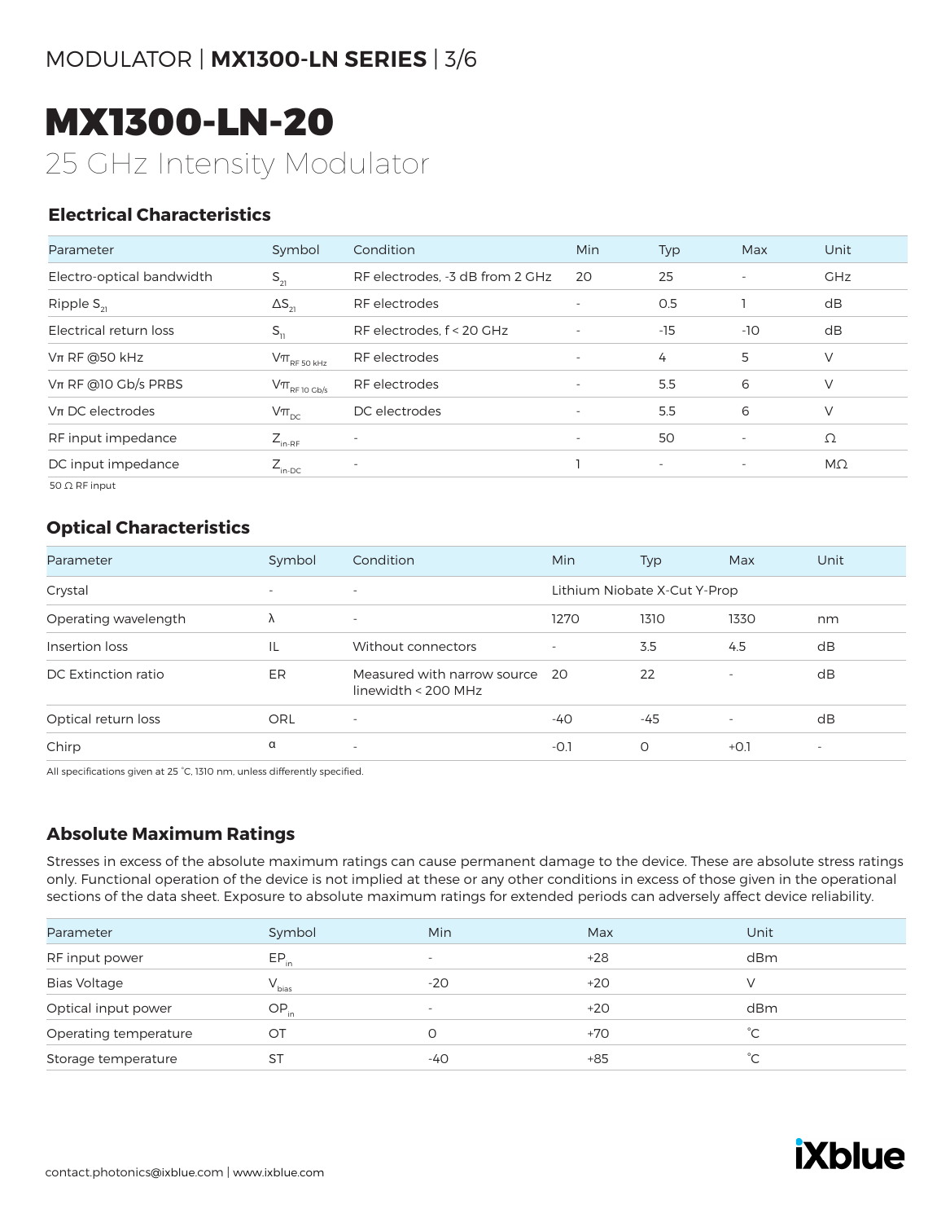# MX1300-LN-20

25 GHz Intensity Modulator

## Electrical Characteristics

| Parameter | Symbol | Condition | Min | Typ | Max | Unit |
|---|---|---|---|---|---|---|
| Electro-optical bandwidth | $S_{21}$ | RF electrodes, -3 dB from 2 GHz | 20 | 25 | - | GHz |
| Ripple $S_{21}$ | $\Delta S_{21}$ | RF electrodes | - | 0.5 | 1 | dB |
| Electrical return loss | $S_{11}$ | RF electrodes, f < 20 GHz | - | -15 | -10 | dB |
| Vπ RF @50 kHz | $V\pi_{RF\ 50\ kHz}$ | RF electrodes | - | 4 | 5 | V |
| Vπ RF @10 Gb/s PRBS | $V\pi_{RF\ 10\ Gb/s}$ | RF electrodes | - | 5.5 | 6 | V |
| Vπ DC electrodes | $V\pi_{DC}$ | DC electrodes | - | 5.5 | 6 | V |
| RF input impedance | $Z_{in\text{-}RF}$ | - | - | 50 | - | Ω |
| DC input impedance | $Z_{in\text{-}DC}$ | - | 1 | - | - | MΩ |

50 Ω RF input

## Optical Characteristics

| Parameter | Symbol | Condition | Min | Typ | Max | Unit |
|---|---|---|---|---|---|---|
| Crystal | - | - | Lithium Niobate X-Cut Y-Prop | | | |
| Operating wavelength | λ | - | 1270 | 1310 | 1330 | nm |
| Insertion loss | IL | Without connectors | - | 3.5 | 4.5 | dB |
| DC Extinction ratio | ER | Measured with narrow source linewidth < 200 MHz | 20 | 22 | - | dB |
| Optical return loss | ORL | - | -40 | -45 | - | dB |
| Chirp | α | - | -0.1 | 0 | +0.1 | - |

All specifications given at 25 °C, 1310 nm, unless differently specified.

## Absolute Maximum Ratings

Stresses in excess of the absolute maximum ratings can cause permanent damage to the device. These are absolute stress ratings only. Functional operation of the device is not implied at these or any other conditions in excess of those given in the operational sections of the data sheet. Exposure to absolute maximum ratings for extended periods can adversely affect device reliability.

| Parameter | Symbol | Min | Max | Unit |
|---|---|---|---|---|
| RF input power | $EP_{in}$ | - | +28 | dBm |
| Bias Voltage | $V_{bias}$ | -20 | +20 | V |
| Optical input power | $OP_{in}$ | - | +20 | dBm |
| Operating temperature | OT | 0 | +70 | °C |
| Storage temperature | ST | -40 | +85 | °C |

contact.photonics@ixblue.com | www.ixblue.com

iXblue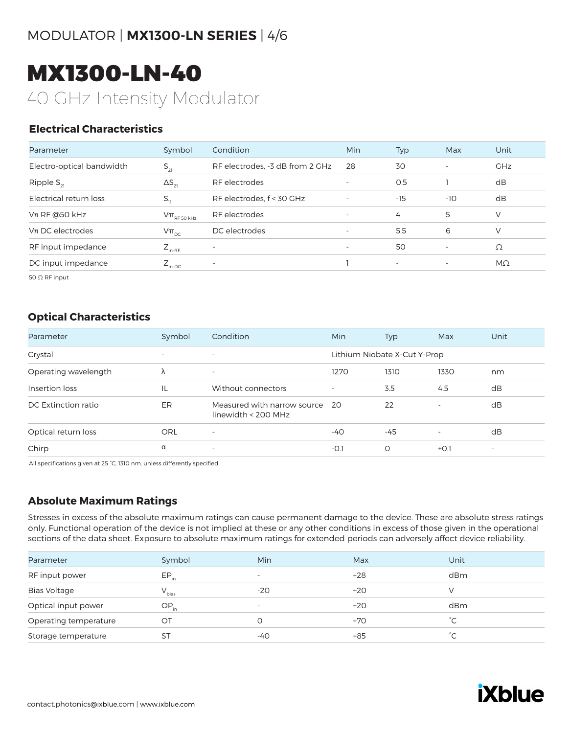# MX1300-LN-40

## 40 GHz Intensity Modulator

### Electrical Characteristics

| Parameter | Symbol | Condition | Min | Typ | Max | Unit |
|---|---|---|---|---|---|---|
| Electro-optical bandwidth | $S_{21}$ | RF electrodes, -3 dB from 2 GHz | 28 | 30 | - | GHz |
| Ripple $S_{21}$ | $\Delta S_{21}$ | RF electrodes | - | 0.5 | 1 | dB |
| Electrical return loss | $S_{11}$ | RF electrodes, f < 30 GHz | - | -15 | -10 | dB |
| Vπ RF @50 kHz | $V\pi_{RF\ 50\ kHz}$ | RF electrodes | - | 4 | 5 | V |
| Vπ DC electrodes | $V\pi_{DC}$ | DC electrodes | - | 5.5 | 6 | V |
| RF input impedance | $Z_{in\text{-}RF}$ | - | - | 50 | - | Ω |
| DC input impedance | $Z_{in\text{-}DC}$ | - | 1 | - | - | MΩ |

50 Ω RF input

### Optical Characteristics

| Parameter | Symbol | Condition | Min | Typ | Max | Unit |
|---|---|---|---|---|---|---|
| Crystal | - | - | Lithium Niobate X-Cut Y-Prop | | | |
| Operating wavelength | λ | - | 1270 | 1310 | 1330 | nm |
| Insertion loss | IL | Without connectors | - | 3.5 | 4.5 | dB |
| DC Extinction ratio | ER | Measured with narrow source linewidth < 200 MHz | 20 | 22 | - | dB |
| Optical return loss | ORL | - | -40 | -45 | - | dB |
| Chirp | α | - | -0.1 | 0 | +0.1 | - |

All specifications given at 25 °C, 1310 nm, unless differently specified.

### Absolute Maximum Ratings

Stresses in excess of the absolute maximum ratings can cause permanent damage to the device. These are absolute stress ratings only. Functional operation of the device is not implied at these or any other conditions in excess of those given in the operational sections of the data sheet. Exposure to absolute maximum ratings for extended periods can adversely affect device reliability.

| Parameter | Symbol | Min | Max | Unit |
|---|---|---|---|---|
| RF input power | $EP_{in}$ | - | +28 | dBm |
| Bias Voltage | $V_{bias}$ | -20 | +20 | V |
| Optical input power | $OP_{in}$ | - | +20 | dBm |
| Operating temperature | OT | 0 | +70 | °C |
| Storage temperature | ST | -40 | +85 | °C |

contact.photonics@ixblue.com | www.ixblue.com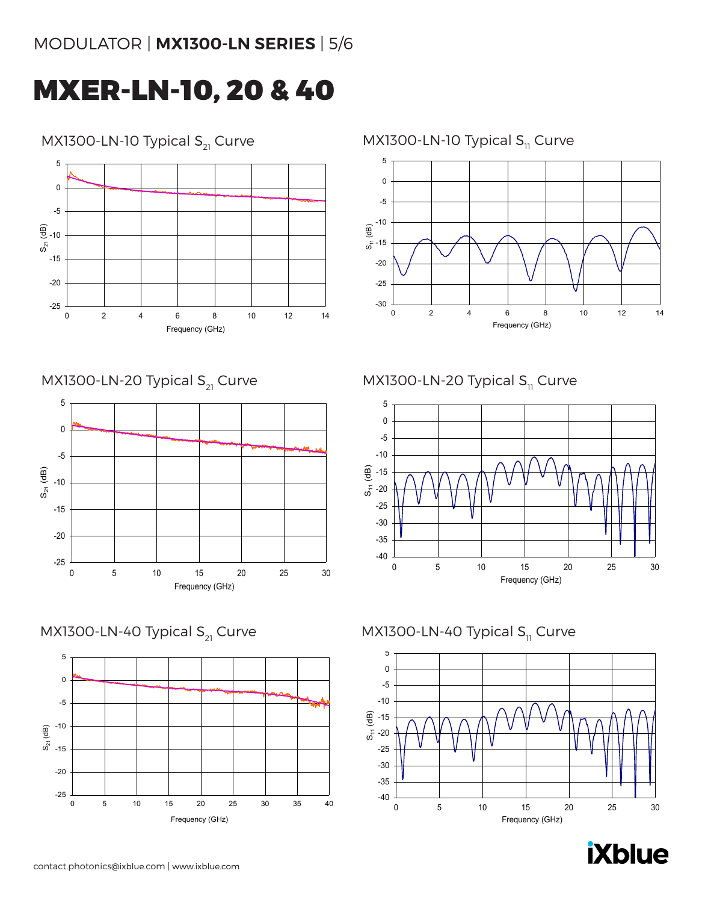# MXER-LN-10, 20 & 40

MX1300-LN-10 Typical $S_{21}$ Curve

MX1300-LN-10 Typical $S_{11}$ Curve

MX1300-LN-20 Typical $S_{21}$ Curve

MX1300-LN-20 Typical $S_{11}$ Curve

MX1300-LN-40 Typical $S_{21}$ Curve

MX1300-LN-40 Typical $S_{11}$ Curve

contact.photonics@ixblue.com | www.ixblue.com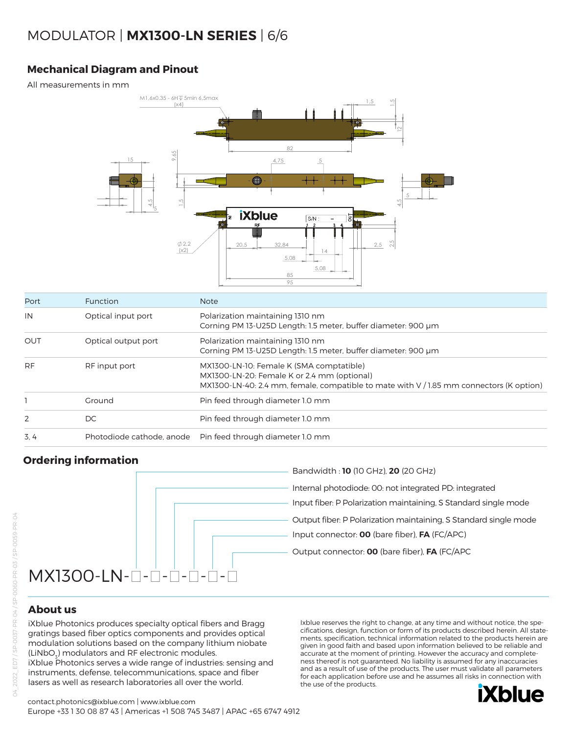## Mechanical Diagram and Pinout

All measurements in mm

M1,6x0.35 - 6H 5min 6,5max (x4)

1,5
1,5
12
82
9,65
15
4,75
5
4,5
5
1,5
5
4,5
Ø 2,2 (x2)
IN
iXblue
RF
S/N : –
1 2 3 4
OUT
20,5
32,84
5,08
14
5,08
85
95
2,5
2,5

| Port | Function | Note |
|---|---|---|
| IN | Optical input port | Polarization maintaining 1310 nm<br>Corning PM 13-U25D Length: 1.5 meter, buffer diameter: 900 µm |
| OUT | Optical output port | Polarization maintaining 1310 nm<br>Corning PM 13-U25D Length: 1.5 meter, buffer diameter: 900 µm |
| RF | RF input port | MX1300-LN-10: Female K (SMA comptatible)<br>MX1300-LN-20: Female K or 2.4 mm (optional)<br>MX1300-LN-40: 2.4 mm, female, compatible to mate with V / 1.85 mm connectors (K option) |
| 1 | Ground | Pin feed through diameter 1.0 mm |
| 2 | DC | Pin feed through diameter 1.0 mm |
| 3, 4 | Photodiode cathode, anode | Pin feed through diameter 1.0 mm |

## Ordering information

MX1300-LN-□-□-□-□-□-□

- Bandwidth : **10** (10 GHz), **20** (20 GHz)
- Internal photodiode: 00: not integrated PD: integrated
- Input fiber: P Polarization maintaining, S Standard single mode
- Output fiber: P Polarization maintaining, S Standard single mode
- Input connector: **00** (bare fiber), **FA** (FC/APC)
- Output connector: **00** (bare fiber), **FA** (FC/APC

## About us

iXblue Photonics produces specialty optical fibers and Bragg gratings based fiber optics components and provides optical modulation solutions based on the company lithium niobate ($LiNbO_3$) modulators and RF electronic modules.
iXblue Photonics serves a wide range of industries: sensing and instruments, defense, telecommunications, space and fiber lasers as well as research laboratories all over the world.

Ixblue reserves the right to change, at any time and without notice, the specifications, design, function or form of its products described herein. All statements, specification, technical information related to the products herein are given in good faith and based upon information believed to be reliable and accurate at the moment of printing. However the accuracy and completeness thereof is not guaranteed. No liability is assumed for any inaccuracies and as a result of use of the products. The user must validate all parameters for each application before use and he assumes all risks in connection with the use of the products.

contact.photonics@ixblue.com | www.ixblue.com
Europe +33 1 30 08 87 43 | Americas +1 508 745 3487 | APAC +65 6747 4912

04_2022_ED7 / SP-0037-PR-04 / SP-0060-PR-03 / SP-0059-PR-04